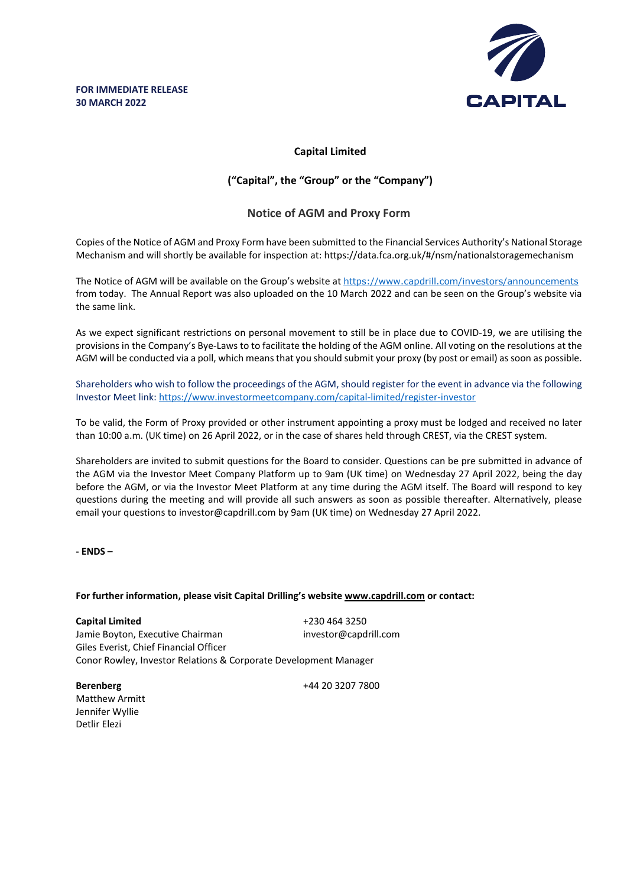**FOR IMMEDIATE RELEASE**
**30 MARCH 2022**

CAPITAL

**Capital Limited**

**("Capital", the "Group" or the "Company")**

## Notice of AGM and Proxy Form

Copies of the Notice of AGM and Proxy Form have been submitted to the Financial Services Authority's National Storage Mechanism and will shortly be available for inspection at: https://data.fca.org.uk/#/nsm/nationalstoragemechanism

The Notice of AGM will be available on the Group's website at https://www.capdrill.com/investors/announcements from today. The Annual Report was also uploaded on the 10 March 2022 and can be seen on the Group's website via the same link.

As we expect significant restrictions on personal movement to still be in place due to COVID-19, we are utilising the provisions in the Company's Bye-Laws to to facilitate the holding of the AGM online. All voting on the resolutions at the AGM will be conducted via a poll, which means that you should submit your proxy (by post or email) as soon as possible.

Shareholders who wish to follow the proceedings of the AGM, should register for the event in advance via the following Investor Meet link: https://www.investormeetcompany.com/capital-limited/register-investor

To be valid, the Form of Proxy provided or other instrument appointing a proxy must be lodged and received no later than 10:00 a.m. (UK time) on 26 April 2022, or in the case of shares held through CREST, via the CREST system.

Shareholders are invited to submit questions for the Board to consider. Questions can be pre submitted in advance of the AGM via the Investor Meet Company Platform up to 9am (UK time) on Wednesday 27 April 2022, being the day before the AGM, or via the Investor Meet Platform at any time during the AGM itself. The Board will respond to key questions during the meeting and will provide all such answers as soon as possible thereafter. Alternatively, please email your questions to investor@capdrill.com by 9am (UK time) on Wednesday 27 April 2022.

**- ENDS –**

**For further information, please visit Capital Drilling's website www.capdrill.com or contact:**

**Capital Limited** +230 464 3250
Jamie Boyton, Executive Chairman investor@capdrill.com
Giles Everist, Chief Financial Officer
Conor Rowley, Investor Relations & Corporate Development Manager

**Berenberg** +44 20 3207 7800
Matthew Armitt
Jennifer Wyllie
Detlir Elezi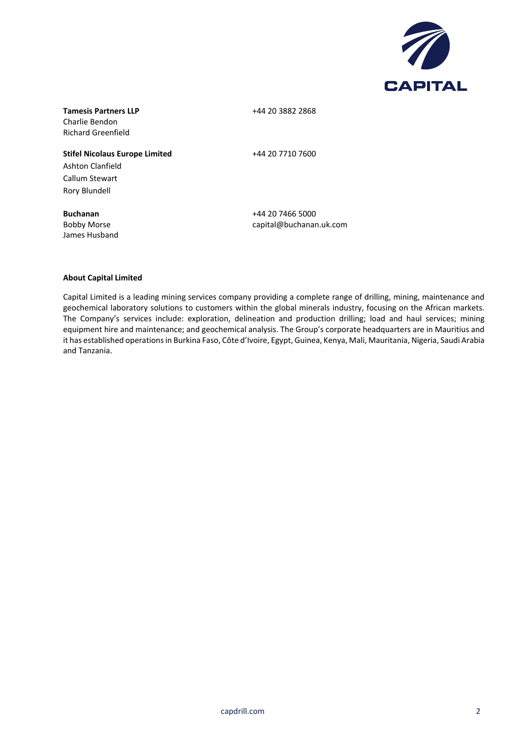**Tamesis Partners LLP** +44 20 3882 2868
Charlie Bendon
Richard Greenfield

**Stifel Nicolaus Europe Limited** +44 20 7710 7600
Ashton Clanfield
Callum Stewart
Rory Blundell

**Buchanan** +44 20 7466 5000
Bobby Morse capital@buchanan.uk.com
James Husband

**About Capital Limited**

Capital Limited is a leading mining services company providing a complete range of drilling, mining, maintenance and geochemical laboratory solutions to customers within the global minerals industry, focusing on the African markets. The Company's services include: exploration, delineation and production drilling; load and haul services; mining equipment hire and maintenance; and geochemical analysis. The Group's corporate headquarters are in Mauritius and it has established operations in Burkina Faso, Côte d'Ivoire, Egypt, Guinea, Kenya, Mali, Mauritania, Nigeria, Saudi Arabia and Tanzania.